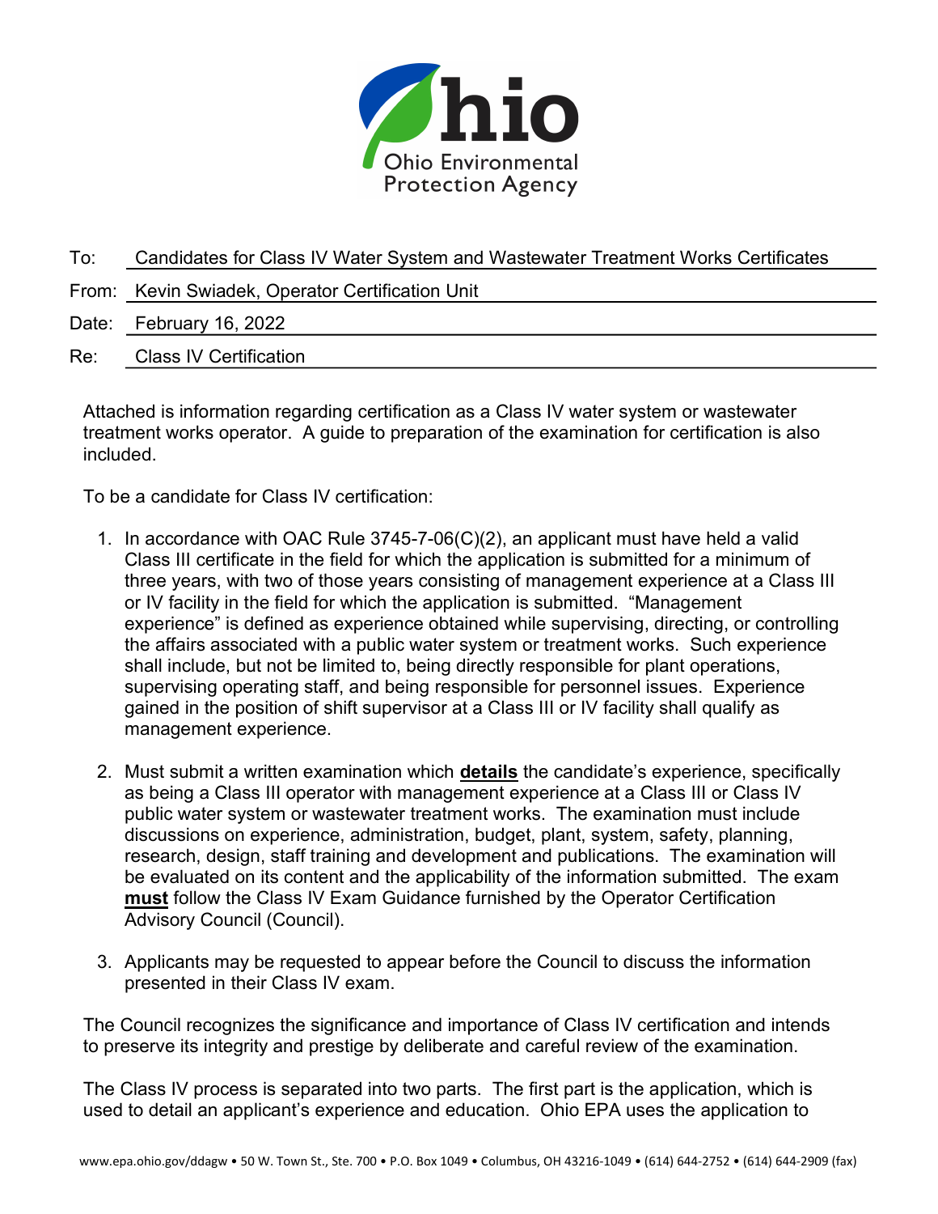Ohio Environmental Protection Agency

To: Candidates for Class IV Water System and Wastewater Treatment Works Certificates

From: Kevin Swiadek, Operator Certification Unit

Date: February 16, 2022

Re: Class IV Certification

Attached is information regarding certification as a Class IV water system or wastewater treatment works operator. A guide to preparation of the examination for certification is also included.

To be a candidate for Class IV certification:

1. In accordance with OAC Rule 3745-7-06(C)(2), an applicant must have held a valid Class III certificate in the field for which the application is submitted for a minimum of three years, with two of those years consisting of management experience at a Class III or IV facility in the field for which the application is submitted. "Management experience" is defined as experience obtained while supervising, directing, or controlling the affairs associated with a public water system or treatment works. Such experience shall include, but not be limited to, being directly responsible for plant operations, supervising operating staff, and being responsible for personnel issues. Experience gained in the position of shift supervisor at a Class III or IV facility shall qualify as management experience.

2. Must submit a written examination which **details** the candidate's experience, specifically as being a Class III operator with management experience at a Class III or Class IV public water system or wastewater treatment works. The examination must include discussions on experience, administration, budget, plant, system, safety, planning, research, design, staff training and development and publications. The examination will be evaluated on its content and the applicability of the information submitted. The exam **must** follow the Class IV Exam Guidance furnished by the Operator Certification Advisory Council (Council).

3. Applicants may be requested to appear before the Council to discuss the information presented in their Class IV exam.

The Council recognizes the significance and importance of Class IV certification and intends to preserve its integrity and prestige by deliberate and careful review of the examination.

The Class IV process is separated into two parts. The first part is the application, which is used to detail an applicant's experience and education. Ohio EPA uses the application to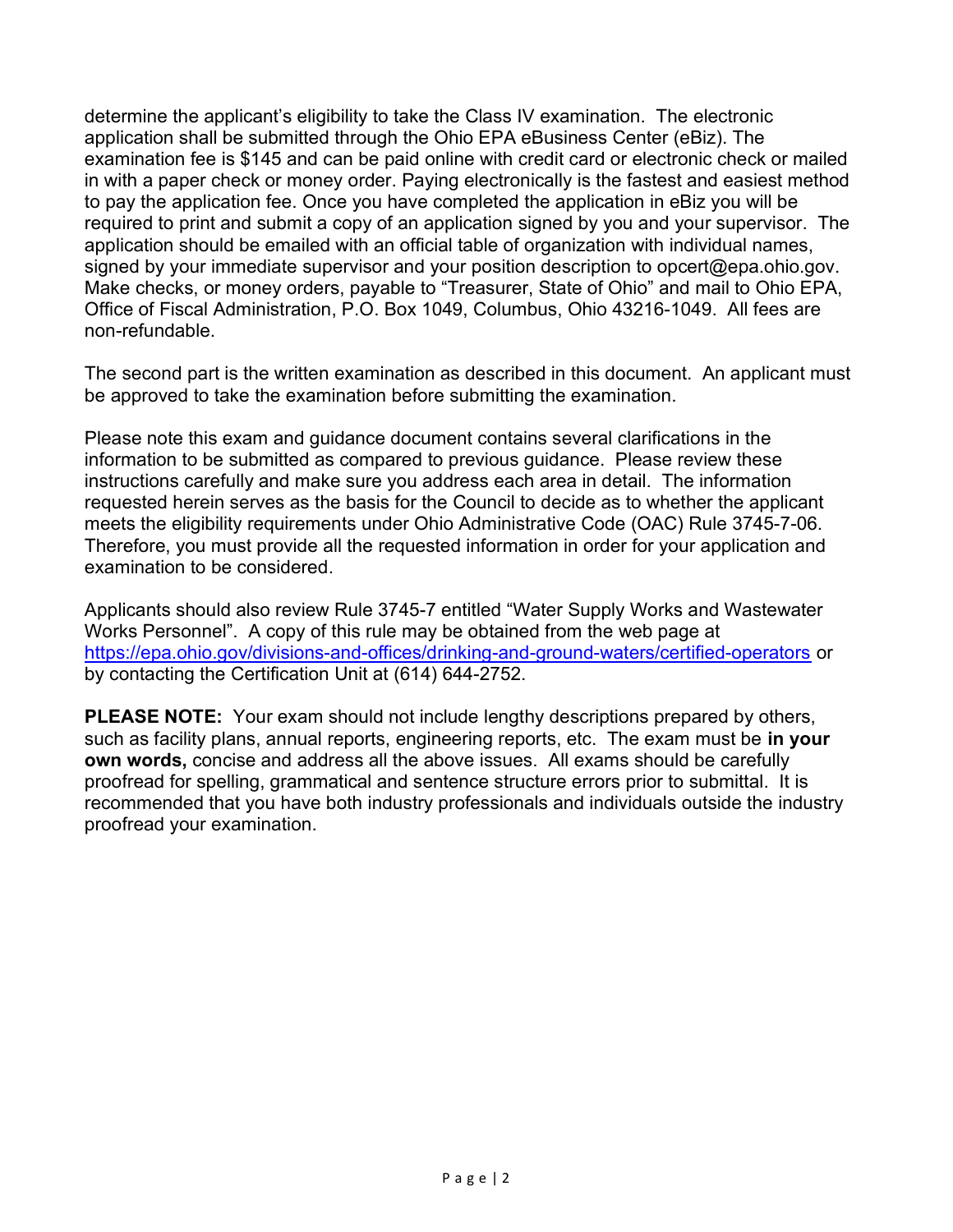determine the applicant's eligibility to take the Class IV examination. The electronic application shall be submitted through the Ohio EPA eBusiness Center (eBiz). The examination fee is $145 and can be paid online with credit card or electronic check or mailed in with a paper check or money order. Paying electronically is the fastest and easiest method to pay the application fee. Once you have completed the application in eBiz you will be required to print and submit a copy of an application signed by you and your supervisor. The application should be emailed with an official table of organization with individual names, signed by your immediate supervisor and your position description to opcert@epa.ohio.gov. Make checks, or money orders, payable to "Treasurer, State of Ohio" and mail to Ohio EPA, Office of Fiscal Administration, P.O. Box 1049, Columbus, Ohio 43216-1049. All fees are non-refundable.

The second part is the written examination as described in this document. An applicant must be approved to take the examination before submitting the examination.

Please note this exam and guidance document contains several clarifications in the information to be submitted as compared to previous guidance. Please review these instructions carefully and make sure you address each area in detail. The information requested herein serves as the basis for the Council to decide as to whether the applicant meets the eligibility requirements under Ohio Administrative Code (OAC) Rule 3745-7-06. Therefore, you must provide all the requested information in order for your application and examination to be considered.

Applicants should also review Rule 3745-7 entitled "Water Supply Works and Wastewater Works Personnel". A copy of this rule may be obtained from the web page at [https://epa.ohio.gov/divisions-and-offices/drinking-and-ground-waters/certified-operators](https://epa.ohio.gov/divisions-and-offices/drinking-and-ground-waters/certified-operators) or by contacting the Certification Unit at (614) 644-2752.

**PLEASE NOTE:** Your exam should not include lengthy descriptions prepared by others, such as facility plans, annual reports, engineering reports, etc. The exam must be **in your own words,** concise and address all the above issues. All exams should be carefully proofread for spelling, grammatical and sentence structure errors prior to submittal. It is recommended that you have both industry professionals and individuals outside the industry proofread your examination.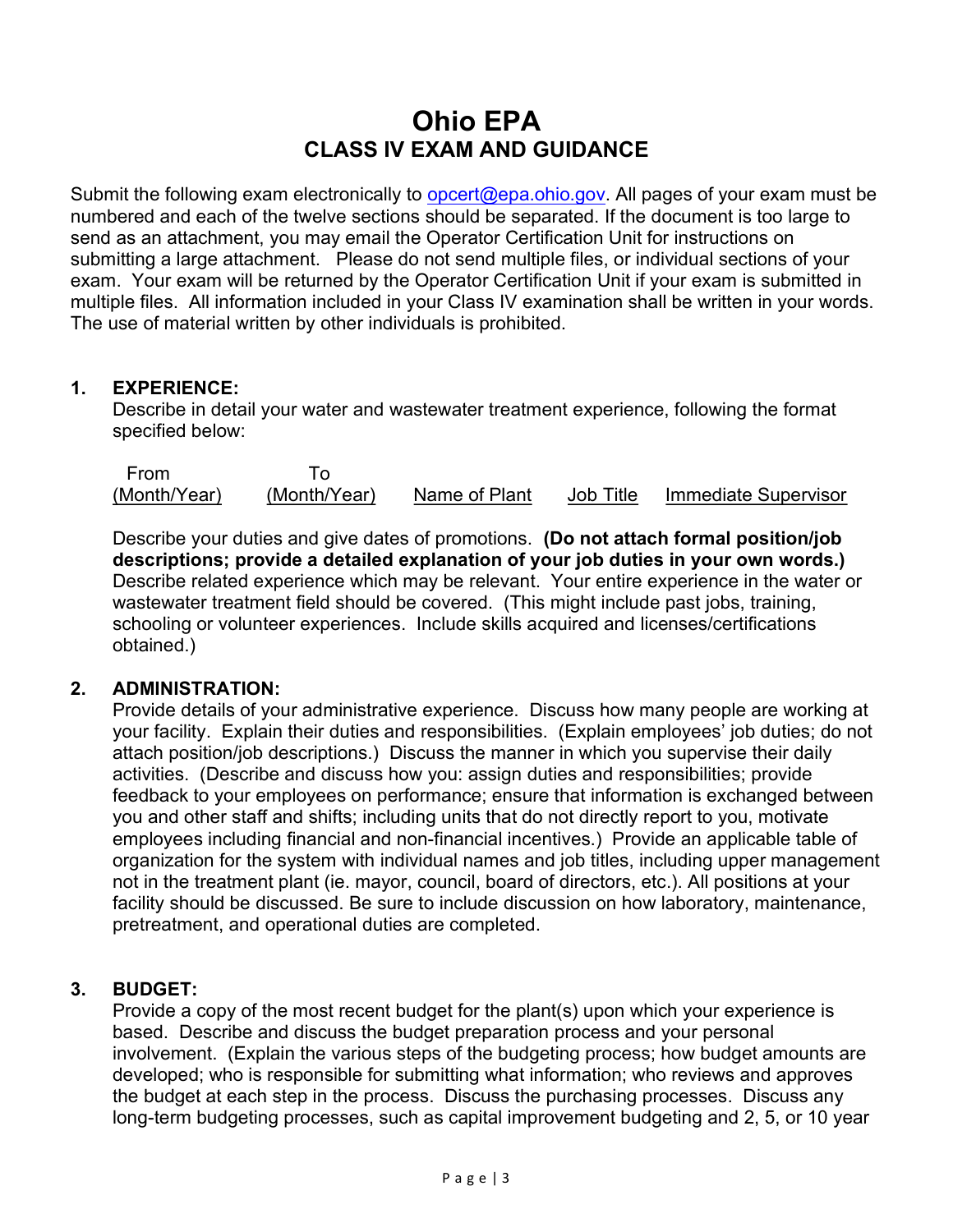# Ohio EPA
## CLASS IV EXAM AND GUIDANCE

Submit the following exam electronically to opcert@epa.ohio.gov. All pages of your exam must be numbered and each of the twelve sections should be separated. If the document is too large to send as an attachment, you may email the Operator Certification Unit for instructions on submitting a large attachment. Please do not send multiple files, or individual sections of your exam. Your exam will be returned by the Operator Certification Unit if your exam is submitted in multiple files. All information included in your Class IV examination shall be written in your words. The use of material written by other individuals is prohibited.

### 1. EXPERIENCE:

Describe in detail your water and wastewater treatment experience, following the format specified below:

| From (Month/Year) | To (Month/Year) | Name of Plant | Job Title | Immediate Supervisor |
|---|---|---|---|---|

Describe your duties and give dates of promotions. **(Do not attach formal position/job descriptions; provide a detailed explanation of your job duties in your own words.)** Describe related experience which may be relevant. Your entire experience in the water or wastewater treatment field should be covered. (This might include past jobs, training, schooling or volunteer experiences. Include skills acquired and licenses/certifications obtained.)

### 2. ADMINISTRATION:

Provide details of your administrative experience. Discuss how many people are working at your facility. Explain their duties and responsibilities. (Explain employees' job duties; do not attach position/job descriptions.) Discuss the manner in which you supervise their daily activities. (Describe and discuss how you: assign duties and responsibilities; provide feedback to your employees on performance; ensure that information is exchanged between you and other staff and shifts; including units that do not directly report to you, motivate employees including financial and non-financial incentives.) Provide an applicable table of organization for the system with individual names and job titles, including upper management not in the treatment plant (ie. mayor, council, board of directors, etc.). All positions at your facility should be discussed. Be sure to include discussion on how laboratory, maintenance, pretreatment, and operational duties are completed.

### 3. BUDGET:

Provide a copy of the most recent budget for the plant(s) upon which your experience is based. Describe and discuss the budget preparation process and your personal involvement. (Explain the various steps of the budgeting process; how budget amounts are developed; who is responsible for submitting what information; who reviews and approves the budget at each step in the process. Discuss the purchasing processes. Discuss any long-term budgeting processes, such as capital improvement budgeting and 2, 5, or 10 year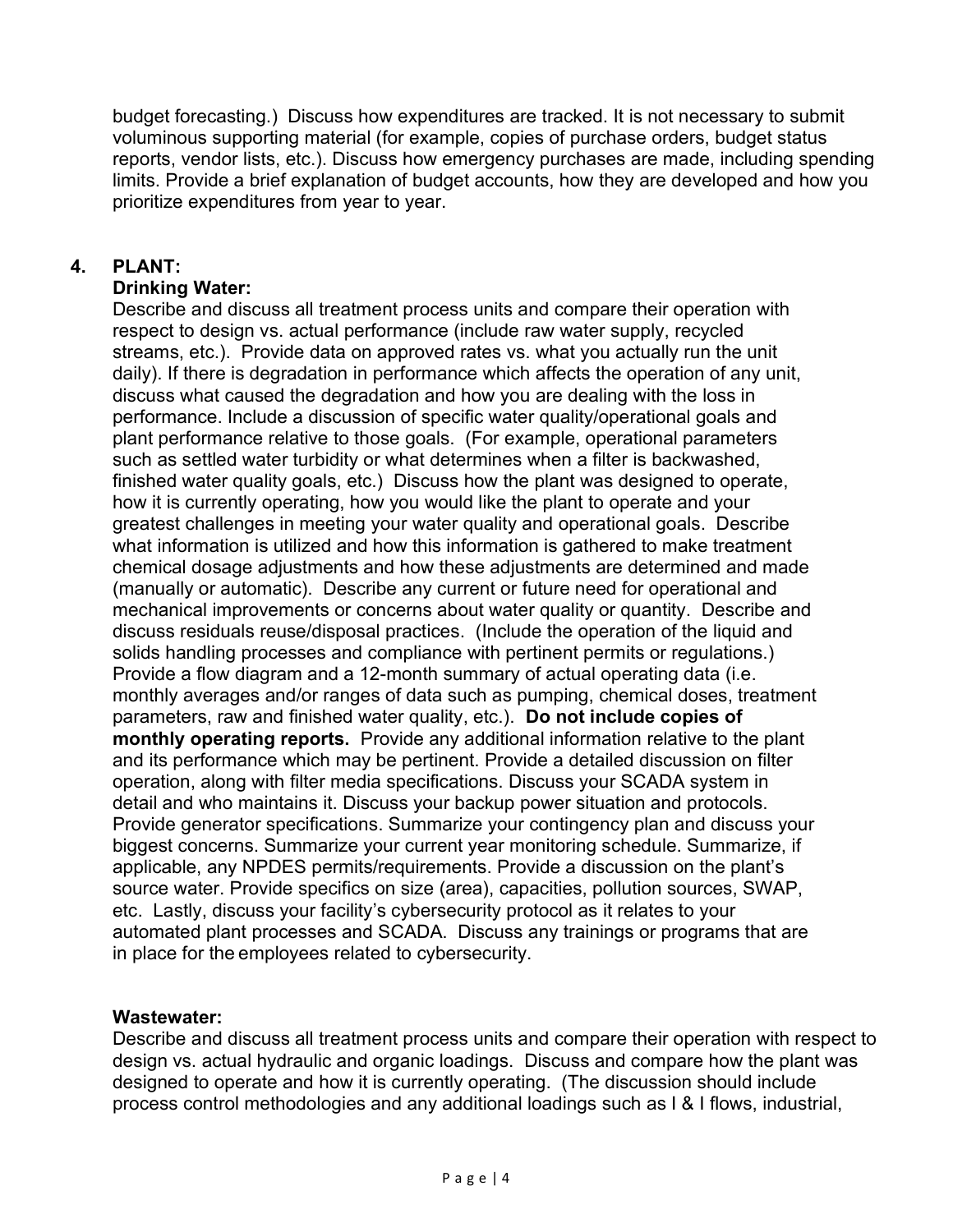budget forecasting.) Discuss how expenditures are tracked. It is not necessary to submit voluminous supporting material (for example, copies of purchase orders, budget status reports, vendor lists, etc.). Discuss how emergency purchases are made, including spending limits. Provide a brief explanation of budget accounts, how they are developed and how you prioritize expenditures from year to year.

## 4. PLANT:

### Drinking Water:

Describe and discuss all treatment process units and compare their operation with respect to design vs. actual performance (include raw water supply, recycled streams, etc.). Provide data on approved rates vs. what you actually run the unit daily). If there is degradation in performance which affects the operation of any unit, discuss what caused the degradation and how you are dealing with the loss in performance. Include a discussion of specific water quality/operational goals and plant performance relative to those goals. (For example, operational parameters such as settled water turbidity or what determines when a filter is backwashed, finished water quality goals, etc.) Discuss how the plant was designed to operate, how it is currently operating, how you would like the plant to operate and your greatest challenges in meeting your water quality and operational goals. Describe what information is utilized and how this information is gathered to make treatment chemical dosage adjustments and how these adjustments are determined and made (manually or automatic). Describe any current or future need for operational and mechanical improvements or concerns about water quality or quantity. Describe and discuss residuals reuse/disposal practices. (Include the operation of the liquid and solids handling processes and compliance with pertinent permits or regulations.) Provide a flow diagram and a 12-month summary of actual operating data (i.e. monthly averages and/or ranges of data such as pumping, chemical doses, treatment parameters, raw and finished water quality, etc.). **Do not include copies of monthly operating reports.** Provide any additional information relative to the plant and its performance which may be pertinent. Provide a detailed discussion on filter operation, along with filter media specifications. Discuss your SCADA system in detail and who maintains it. Discuss your backup power situation and protocols. Provide generator specifications. Summarize your contingency plan and discuss your biggest concerns. Summarize your current year monitoring schedule. Summarize, if applicable, any NPDES permits/requirements. Provide a discussion on the plant's source water. Provide specifics on size (area), capacities, pollution sources, SWAP, etc. Lastly, discuss your facility's cybersecurity protocol as it relates to your automated plant processes and SCADA. Discuss any trainings or programs that are in place for the employees related to cybersecurity.

### Wastewater:

Describe and discuss all treatment process units and compare their operation with respect to design vs. actual hydraulic and organic loadings. Discuss and compare how the plant was designed to operate and how it is currently operating. (The discussion should include process control methodologies and any additional loadings such as I & I flows, industrial,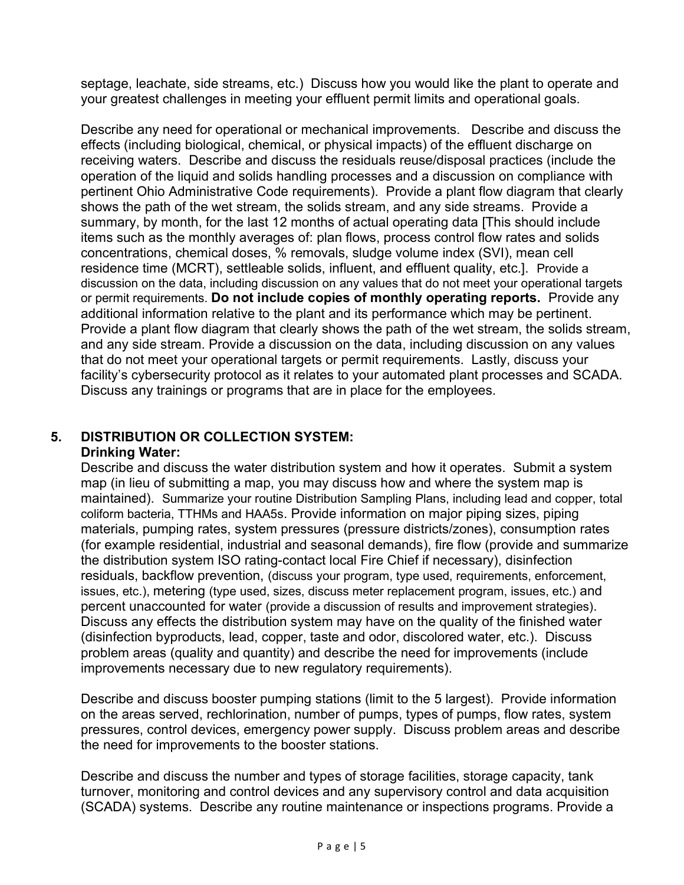septage, leachate, side streams, etc.) Discuss how you would like the plant to operate and your greatest challenges in meeting your effluent permit limits and operational goals.

Describe any need for operational or mechanical improvements. Describe and discuss the effects (including biological, chemical, or physical impacts) of the effluent discharge on receiving waters. Describe and discuss the residuals reuse/disposal practices (include the operation of the liquid and solids handling processes and a discussion on compliance with pertinent Ohio Administrative Code requirements). Provide a plant flow diagram that clearly shows the path of the wet stream, the solids stream, and any side streams. Provide a summary, by month, for the last 12 months of actual operating data [This should include items such as the monthly averages of: plan flows, process control flow rates and solids concentrations, chemical doses, % removals, sludge volume index (SVI), mean cell residence time (MCRT), settleable solids, influent, and effluent quality, etc.]. Provide a discussion on the data, including discussion on any values that do not meet your operational targets or permit requirements. **Do not include copies of monthly operating reports.** Provide any additional information relative to the plant and its performance which may be pertinent. Provide a plant flow diagram that clearly shows the path of the wet stream, the solids stream, and any side stream. Provide a discussion on the data, including discussion on any values that do not meet your operational targets or permit requirements. Lastly, discuss your facility's cybersecurity protocol as it relates to your automated plant processes and SCADA. Discuss any trainings or programs that are in place for the employees.

## 5. DISTRIBUTION OR COLLECTION SYSTEM:

### Drinking Water:

Describe and discuss the water distribution system and how it operates. Submit a system map (in lieu of submitting a map, you may discuss how and where the system map is maintained). Summarize your routine Distribution Sampling Plans, including lead and copper, total coliform bacteria, TTHMs and HAA5s. Provide information on major piping sizes, piping materials, pumping rates, system pressures (pressure districts/zones), consumption rates (for example residential, industrial and seasonal demands), fire flow (provide and summarize the distribution system ISO rating-contact local Fire Chief if necessary), disinfection residuals, backflow prevention, (discuss your program, type used, requirements, enforcement, issues, etc.), metering (type used, sizes, discuss meter replacement program, issues, etc.) and percent unaccounted for water (provide a discussion of results and improvement strategies). Discuss any effects the distribution system may have on the quality of the finished water (disinfection byproducts, lead, copper, taste and odor, discolored water, etc.). Discuss problem areas (quality and quantity) and describe the need for improvements (include improvements necessary due to new regulatory requirements).

Describe and discuss booster pumping stations (limit to the 5 largest). Provide information on the areas served, rechlorination, number of pumps, types of pumps, flow rates, system pressures, control devices, emergency power supply. Discuss problem areas and describe the need for improvements to the booster stations.

Describe and discuss the number and types of storage facilities, storage capacity, tank turnover, monitoring and control devices and any supervisory control and data acquisition (SCADA) systems. Describe any routine maintenance or inspections programs. Provide a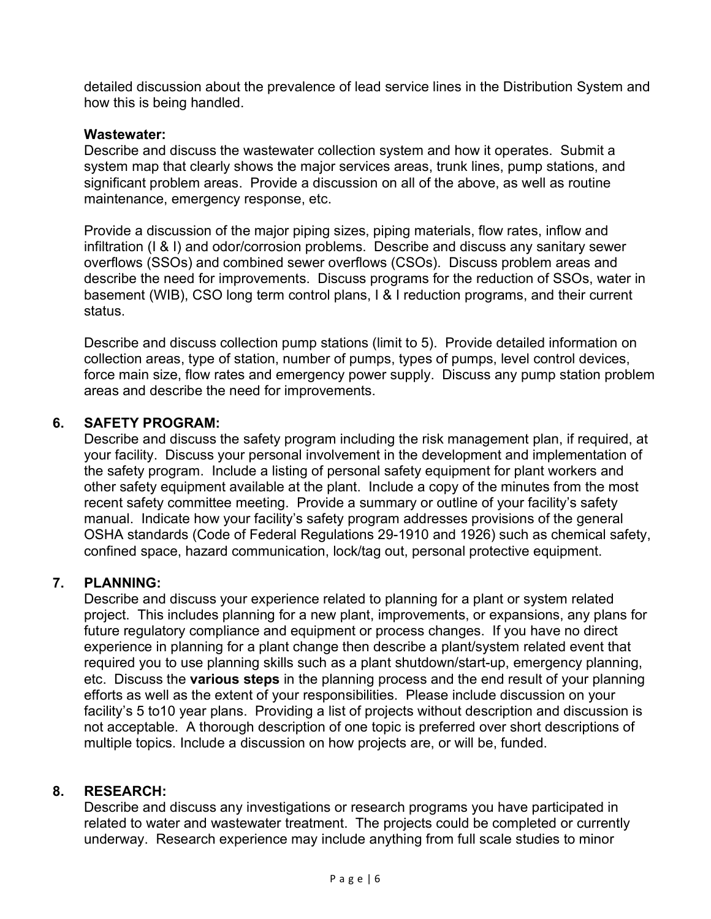detailed discussion about the prevalence of lead service lines in the Distribution System and how this is being handled.

**Wastewater:**
Describe and discuss the wastewater collection system and how it operates. Submit a system map that clearly shows the major services areas, trunk lines, pump stations, and significant problem areas. Provide a discussion on all of the above, as well as routine maintenance, emergency response, etc.

Provide a discussion of the major piping sizes, piping materials, flow rates, inflow and infiltration (I & I) and odor/corrosion problems. Describe and discuss any sanitary sewer overflows (SSOs) and combined sewer overflows (CSOs). Discuss problem areas and describe the need for improvements. Discuss programs for the reduction of SSOs, water in basement (WIB), CSO long term control plans, I & I reduction programs, and their current status.

Describe and discuss collection pump stations (limit to 5). Provide detailed information on collection areas, type of station, number of pumps, types of pumps, level control devices, force main size, flow rates and emergency power supply. Discuss any pump station problem areas and describe the need for improvements.

## 6. SAFETY PROGRAM:

Describe and discuss the safety program including the risk management plan, if required, at your facility. Discuss your personal involvement in the development and implementation of the safety program. Include a listing of personal safety equipment for plant workers and other safety equipment available at the plant. Include a copy of the minutes from the most recent safety committee meeting. Provide a summary or outline of your facility's safety manual. Indicate how your facility's safety program addresses provisions of the general OSHA standards (Code of Federal Regulations 29-1910 and 1926) such as chemical safety, confined space, hazard communication, lock/tag out, personal protective equipment.

## 7. PLANNING:

Describe and discuss your experience related to planning for a plant or system related project. This includes planning for a new plant, improvements, or expansions, any plans for future regulatory compliance and equipment or process changes. If you have no direct experience in planning for a plant change then describe a plant/system related event that required you to use planning skills such as a plant shutdown/start-up, emergency planning, etc. Discuss the **various steps** in the planning process and the end result of your planning efforts as well as the extent of your responsibilities. Please include discussion on your facility's 5 to10 year plans. Providing a list of projects without description and discussion is not acceptable. A thorough description of one topic is preferred over short descriptions of multiple topics. Include a discussion on how projects are, or will be, funded.

## 8. RESEARCH:

Describe and discuss any investigations or research programs you have participated in related to water and wastewater treatment. The projects could be completed or currently underway. Research experience may include anything from full scale studies to minor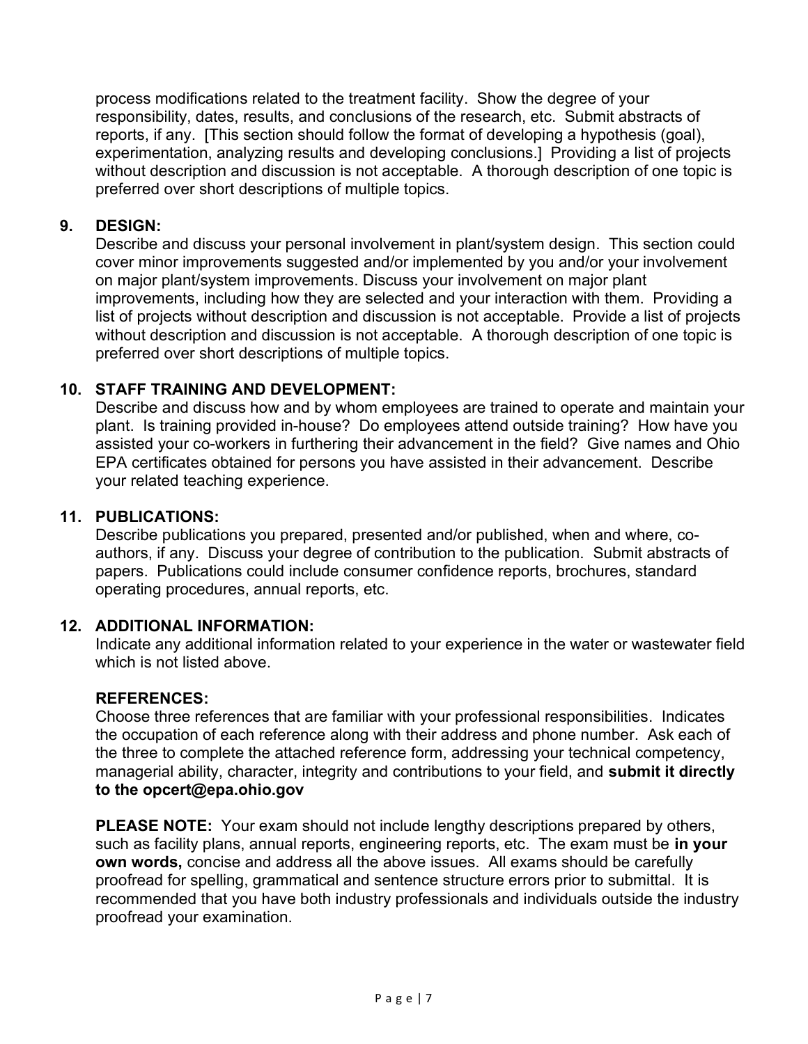process modifications related to the treatment facility. Show the degree of your responsibility, dates, results, and conclusions of the research, etc. Submit abstracts of reports, if any. [This section should follow the format of developing a hypothesis (goal), experimentation, analyzing results and developing conclusions.] Providing a list of projects without description and discussion is not acceptable. A thorough description of one topic is preferred over short descriptions of multiple topics.

**9. DESIGN:**

Describe and discuss your personal involvement in plant/system design. This section could cover minor improvements suggested and/or implemented by you and/or your involvement on major plant/system improvements. Discuss your involvement on major plant improvements, including how they are selected and your interaction with them. Providing a list of projects without description and discussion is not acceptable. Provide a list of projects without description and discussion is not acceptable. A thorough description of one topic is preferred over short descriptions of multiple topics.

**10. STAFF TRAINING AND DEVELOPMENT:**

Describe and discuss how and by whom employees are trained to operate and maintain your plant. Is training provided in-house? Do employees attend outside training? How have you assisted your co-workers in furthering their advancement in the field? Give names and Ohio EPA certificates obtained for persons you have assisted in their advancement. Describe your related teaching experience.

**11. PUBLICATIONS:**

Describe publications you prepared, presented and/or published, when and where, co-authors, if any. Discuss your degree of contribution to the publication. Submit abstracts of papers. Publications could include consumer confidence reports, brochures, standard operating procedures, annual reports, etc.

**12. ADDITIONAL INFORMATION:**

Indicate any additional information related to your experience in the water or wastewater field which is not listed above.

**REFERENCES:**

Choose three references that are familiar with your professional responsibilities. Indicates the occupation of each reference along with their address and phone number. Ask each of the three to complete the attached reference form, addressing your technical competency, managerial ability, character, integrity and contributions to your field, and **submit it directly to the opcert@epa.ohio.gov**

**PLEASE NOTE:** Your exam should not include lengthy descriptions prepared by others, such as facility plans, annual reports, engineering reports, etc. The exam must be **in your own words,** concise and address all the above issues. All exams should be carefully proofread for spelling, grammatical and sentence structure errors prior to submittal. It is recommended that you have both industry professionals and individuals outside the industry proofread your examination.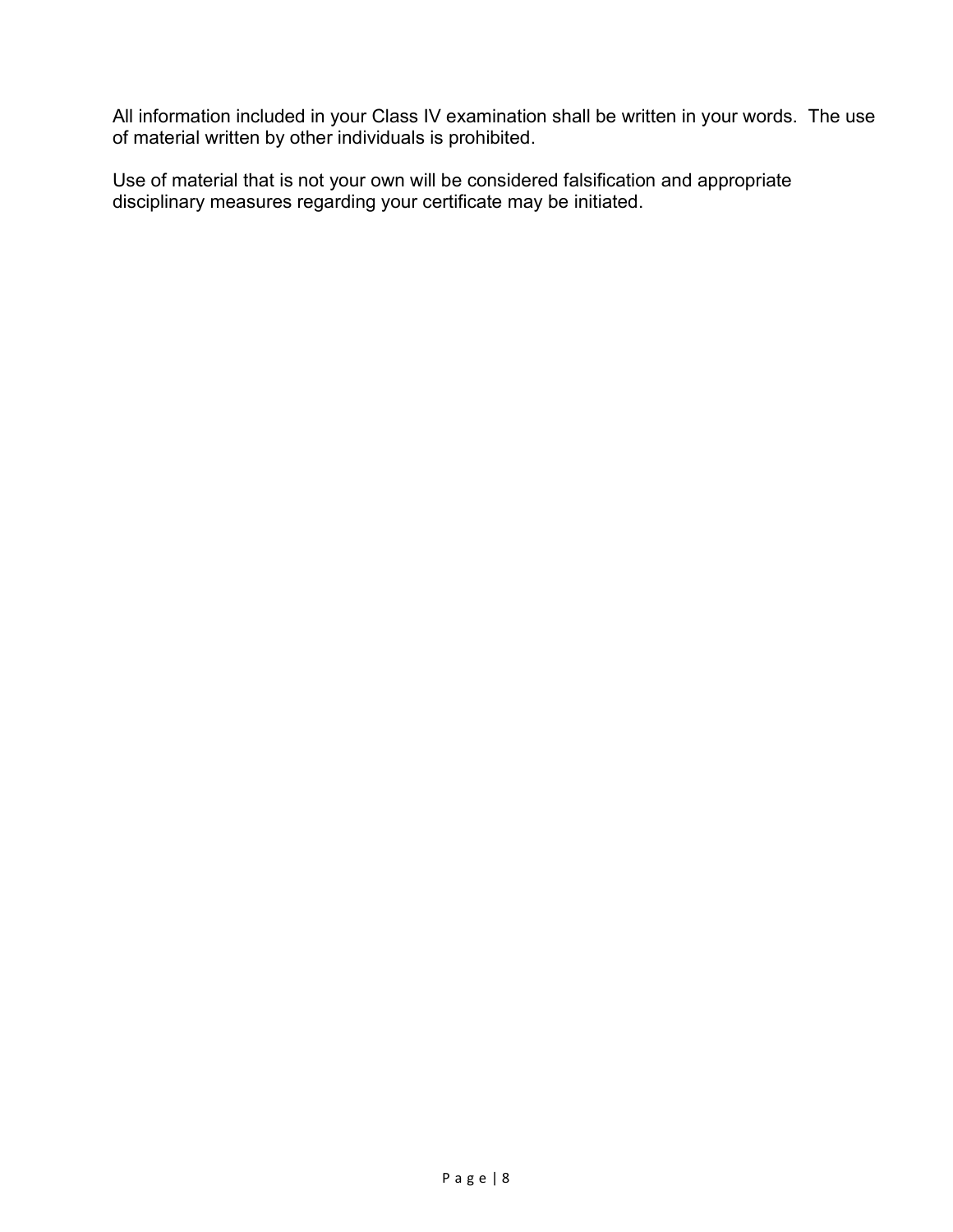All information included in your Class IV examination shall be written in your words.  The use of material written by other individuals is prohibited.

Use of material that is not your own will be considered falsification and appropriate disciplinary measures regarding your certificate may be initiated.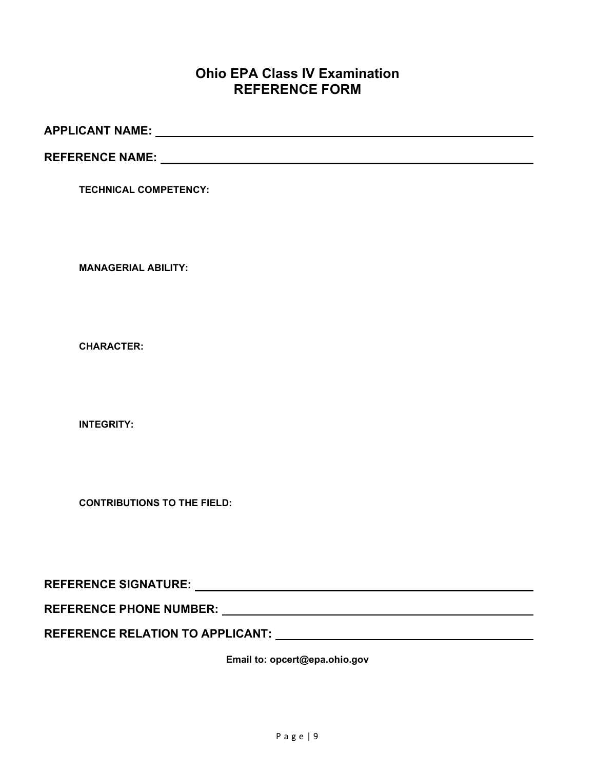# Ohio EPA Class IV Examination
# REFERENCE FORM

**APPLICANT NAME:** ______________________________________________

**REFERENCE NAME:** ______________________________________________

**TECHNICAL COMPETENCY:**

**MANAGERIAL ABILITY:**

**CHARACTER:**

**INTEGRITY:**

**CONTRIBUTIONS TO THE FIELD:**

**REFERENCE SIGNATURE:** ______________________________________________

**REFERENCE PHONE NUMBER:** ______________________________________________

**REFERENCE RELATION TO APPLICANT:** ______________________________________________

**Email to: opcert@epa.ohio.gov**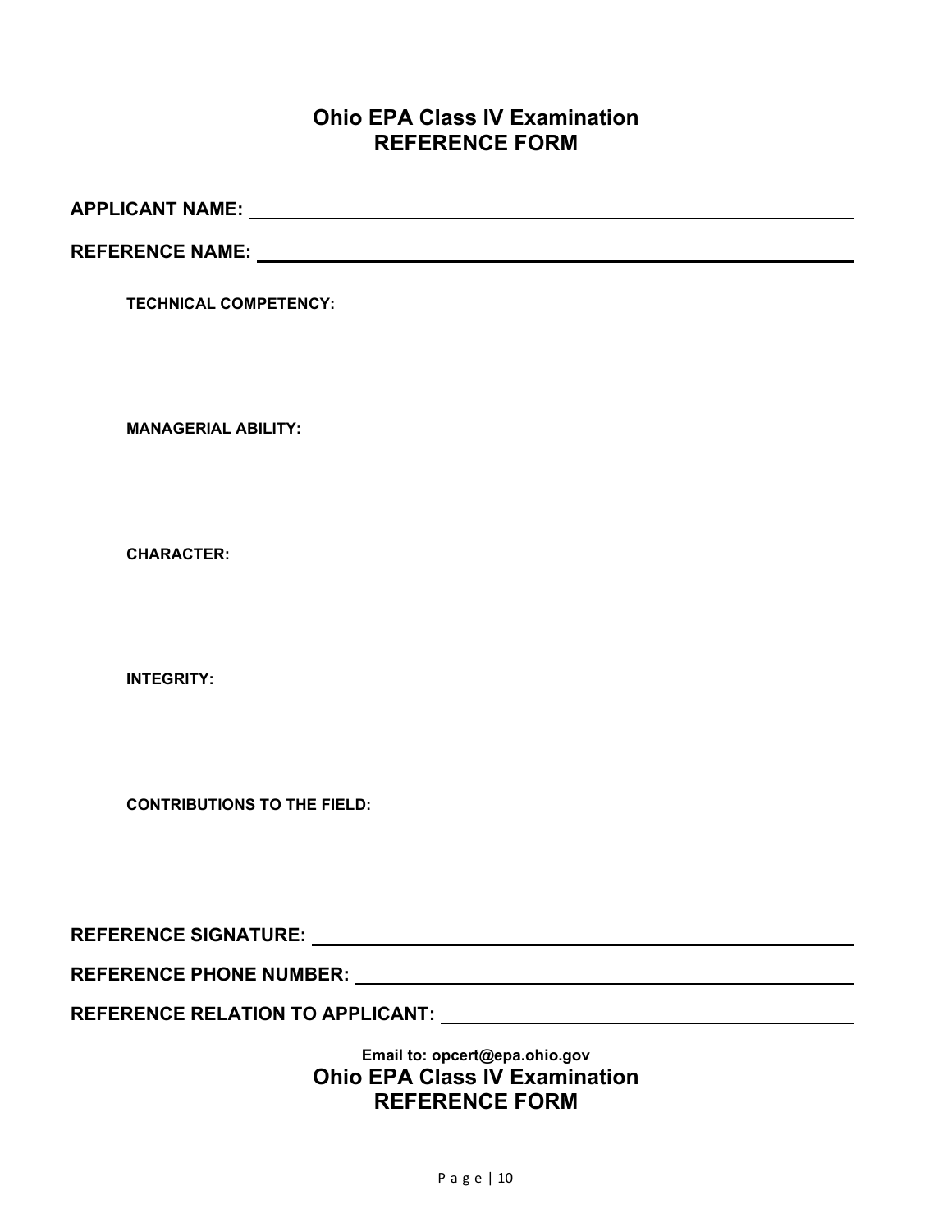## Ohio EPA Class IV Examination
## REFERENCE FORM

**APPLICANT NAME:** ______________________________________________

**REFERENCE NAME:** ______________________________________________

**TECHNICAL COMPETENCY:**

**MANAGERIAL ABILITY:**

**CHARACTER:**

**INTEGRITY:**

**CONTRIBUTIONS TO THE FIELD:**

**REFERENCE SIGNATURE:** ______________________________________________

**REFERENCE PHONE NUMBER:** ______________________________________________

**REFERENCE RELATION TO APPLICANT:** ______________________________________________

**Email to: opcert@epa.ohio.gov**

## Ohio EPA Class IV Examination
## REFERENCE FORM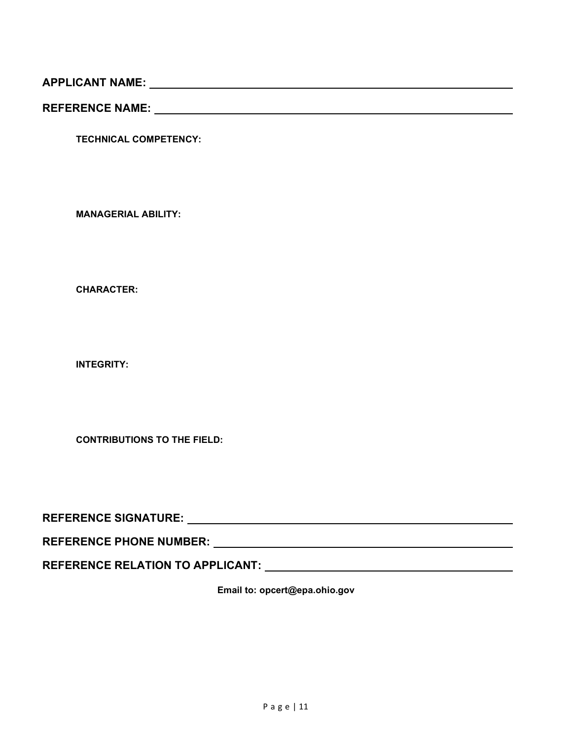**APPLICANT NAME:** \_\_\_\_\_\_\_\_\_\_\_\_\_\_\_\_\_\_\_\_\_\_\_\_\_\_\_\_\_\_\_\_\_\_\_\_\_\_\_\_\_\_\_\_

**REFERENCE NAME:** \_\_\_\_\_\_\_\_\_\_\_\_\_\_\_\_\_\_\_\_\_\_\_\_\_\_\_\_\_\_\_\_\_\_\_\_\_\_\_\_\_\_\_\_

**TECHNICAL COMPETENCY:**

**MANAGERIAL ABILITY:**

**CHARACTER:**

**INTEGRITY:**

**CONTRIBUTIONS TO THE FIELD:**

**REFERENCE SIGNATURE:** \_\_\_\_\_\_\_\_\_\_\_\_\_\_\_\_\_\_\_\_\_\_\_\_\_\_\_\_\_\_\_\_\_\_\_\_\_\_\_\_\_\_\_\_

**REFERENCE PHONE NUMBER:** \_\_\_\_\_\_\_\_\_\_\_\_\_\_\_\_\_\_\_\_\_\_\_\_\_\_\_\_\_\_\_\_\_\_\_\_\_\_\_\_

**REFERENCE RELATION TO APPLICANT:** \_\_\_\_\_\_\_\_\_\_\_\_\_\_\_\_\_\_\_\_\_\_\_\_\_\_\_\_\_\_\_\_\_\_

**Email to: opcert@epa.ohio.gov**